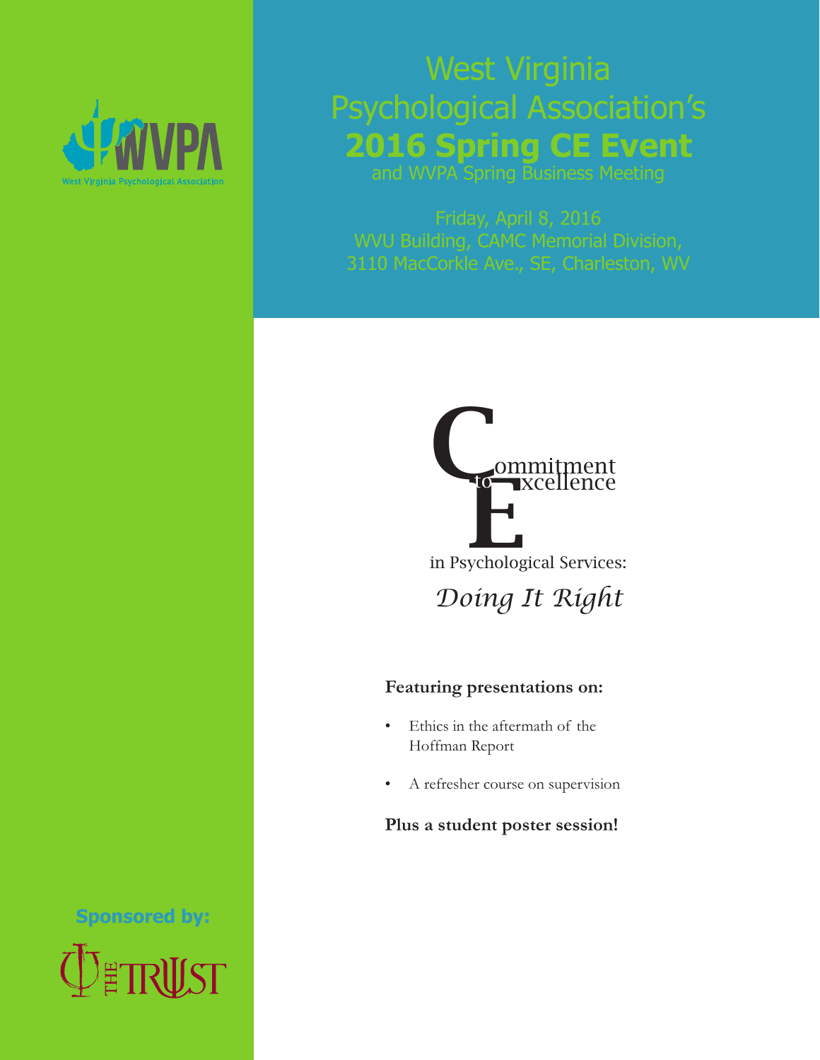WVPA

West Virginia Psychological Association

# West Virginia Psychological Association's **2016 Spring CE Event**

and WVPA Spring Business Meeting

Friday, April 8, 2016
WVU Building, CAMC Memorial Division,
3110 MacCorkle Ave., SE, Charleston, WV

## Commitment to Excellence in Psychological Services:

*Doing It Right*

**Featuring presentations on:**

- Ethics in the aftermath of the Hoffman Report
- A refresher course on supervision

**Plus a student poster session!**

**Sponsored by:**

THE TRUST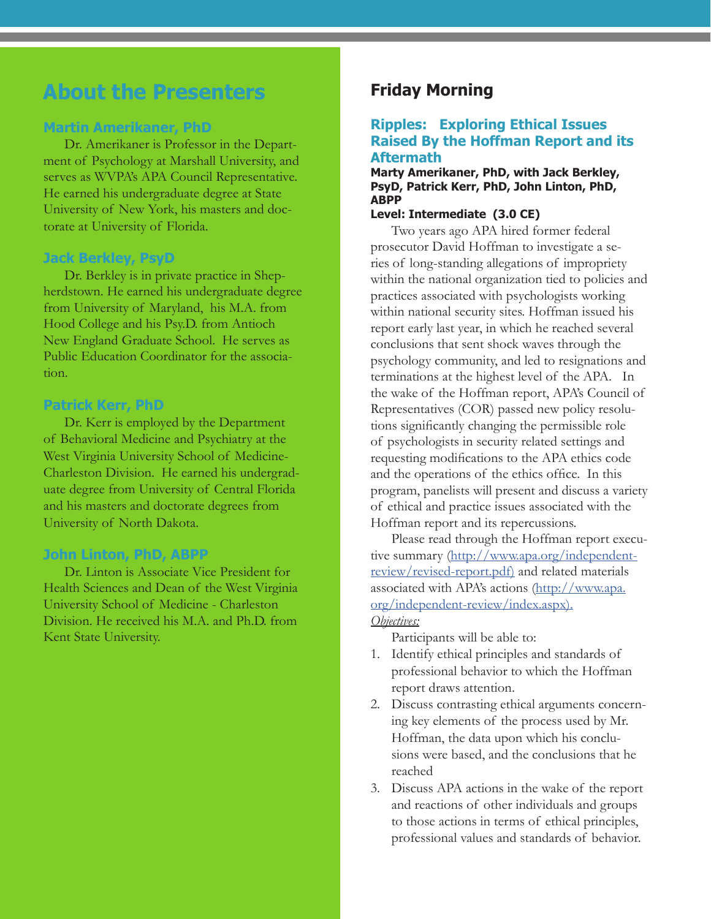## About the Presenters

### Martin Amerikaner, PhD

Dr. Amerikaner is Professor in the Department of Psychology at Marshall University, and serves as WVPA's APA Council Representative. He earned his undergraduate degree at State University of New York, his masters and doctorate at University of Florida.

### Jack Berkley, PsyD

Dr. Berkley is in private practice in Shepherdstown. He earned his undergraduate degree from University of Maryland, his M.A. from Hood College and his Psy.D. from Antioch New England Graduate School. He serves as Public Education Coordinator for the association.

### Patrick Kerr, PhD

Dr. Kerr is employed by the Department of Behavioral Medicine and Psychiatry at the West Virginia University School of Medicine-Charleston Division. He earned his undergraduate degree from University of Central Florida and his masters and doctorate degrees from University of North Dakota.

### John Linton, PhD, ABPP

Dr. Linton is Associate Vice President for Health Sciences and Dean of the West Virginia University School of Medicine - Charleston Division. He received his M.A. and Ph.D. from Kent State University.

## Friday Morning

### Ripples: Exploring Ethical Issues Raised By the Hoffman Report and its Aftermath

**Marty Amerikaner, PhD, with Jack Berkley, PsyD, Patrick Kerr, PhD, John Linton, PhD, ABPP**

**Level: Intermediate (3.0 CE)**

Two years ago APA hired former federal prosecutor David Hoffman to investigate a series of long-standing allegations of impropriety within the national organization tied to policies and practices associated with psychologists working within national security sites. Hoffman issued his report early last year, in which he reached several conclusions that sent shock waves through the psychology community, and led to resignations and terminations at the highest level of the APA. In the wake of the Hoffman report, APA's Council of Representatives (COR) passed new policy resolutions significantly changing the permissible role of psychologists in security related settings and requesting modifications to the APA ethics code and the operations of the ethics office. In this program, panelists will present and discuss a variety of ethical and practice issues associated with the Hoffman report and its repercussions.

Please read through the Hoffman report executive summary (http://www.apa.org/independent-review/revised-report.pdf) and related materials associated with APA's actions (http://www.apa.org/independent-review/index.aspx).

*Objectives:*

Participants will be able to:

1. Identify ethical principles and standards of professional behavior to which the Hoffman report draws attention.
2. Discuss contrasting ethical arguments concerning key elements of the process used by Mr. Hoffman, the data upon which his conclusions were based, and the conclusions that he reached
3. Discuss APA actions in the wake of the report and reactions of other individuals and groups to those actions in terms of ethical principles, professional values and standards of behavior.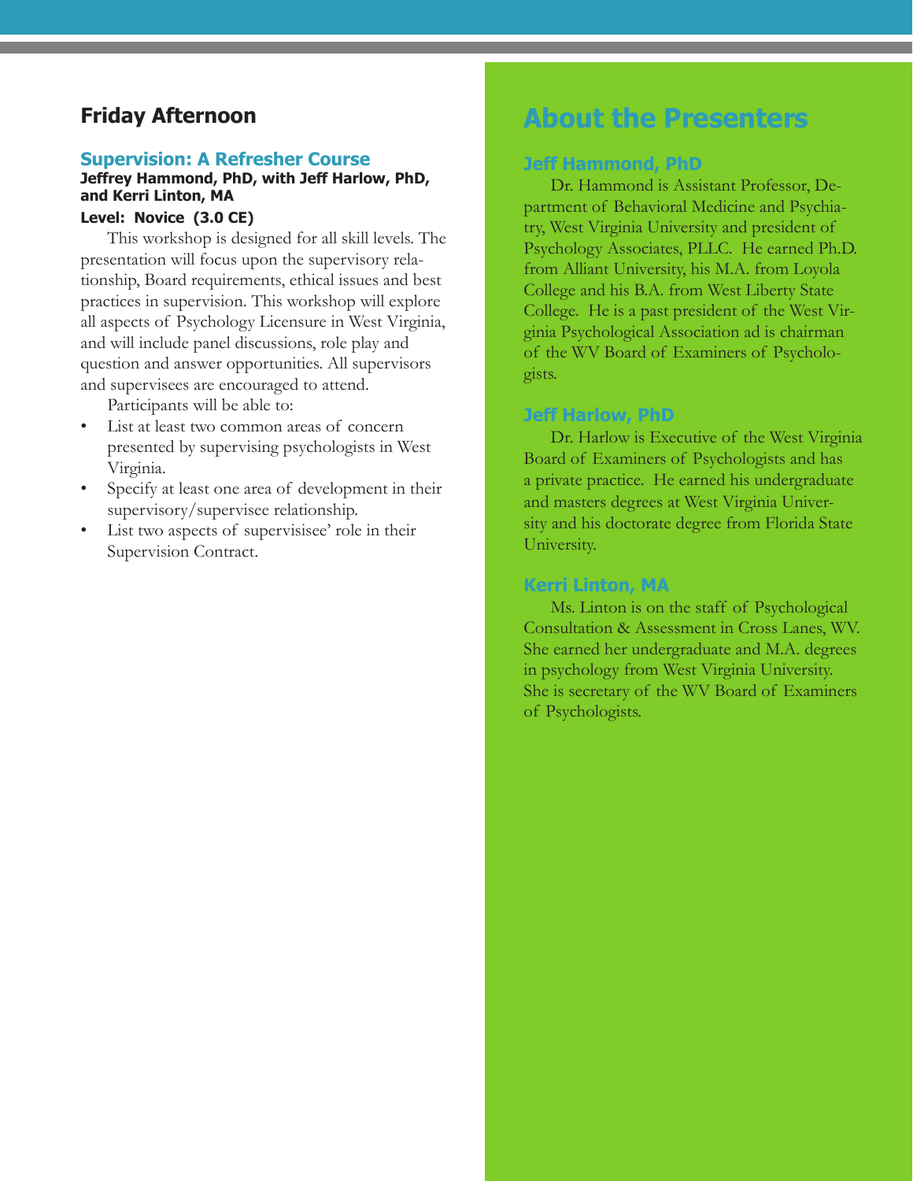## Friday Afternoon

### Supervision: A Refresher Course

**Jeffrey Hammond, PhD, with Jeff Harlow, PhD, and Kerri Linton, MA**

**Level: Novice (3.0 CE)**

This workshop is designed for all skill levels. The presentation will focus upon the supervisory relationship, Board requirements, ethical issues and best practices in supervision. This workshop will explore all aspects of Psychology Licensure in West Virginia, and will include panel discussions, role play and question and answer opportunities. All supervisors and supervisees are encouraged to attend.

Participants will be able to:

- List at least two common areas of concern presented by supervising psychologists in West Virginia.
- Specify at least one area of development in their supervisory/supervisee relationship.
- List two aspects of supervisisee' role in their Supervision Contract.

## About the Presenters

### Jeff Hammond, PhD

Dr. Hammond is Assistant Professor, Department of Behavioral Medicine and Psychiatry, West Virginia University and president of Psychology Associates, PLLC. He earned Ph.D. from Alliant University, his M.A. from Loyola College and his B.A. from West Liberty State College. He is a past president of the West Virginia Psychological Association ad is chairman of the WV Board of Examiners of Psychologists.

### Jeff Harlow, PhD

Dr. Harlow is Executive of the West Virginia Board of Examiners of Psychologists and has a private practice. He earned his undergraduate and masters degrees at West Virginia University and his doctorate degree from Florida State University.

### Kerri Linton, MA

Ms. Linton is on the staff of Psychological Consultation & Assessment in Cross Lanes, WV. She earned her undergraduate and M.A. degrees in psychology from West Virginia University. She is secretary of the WV Board of Examiners of Psychologists.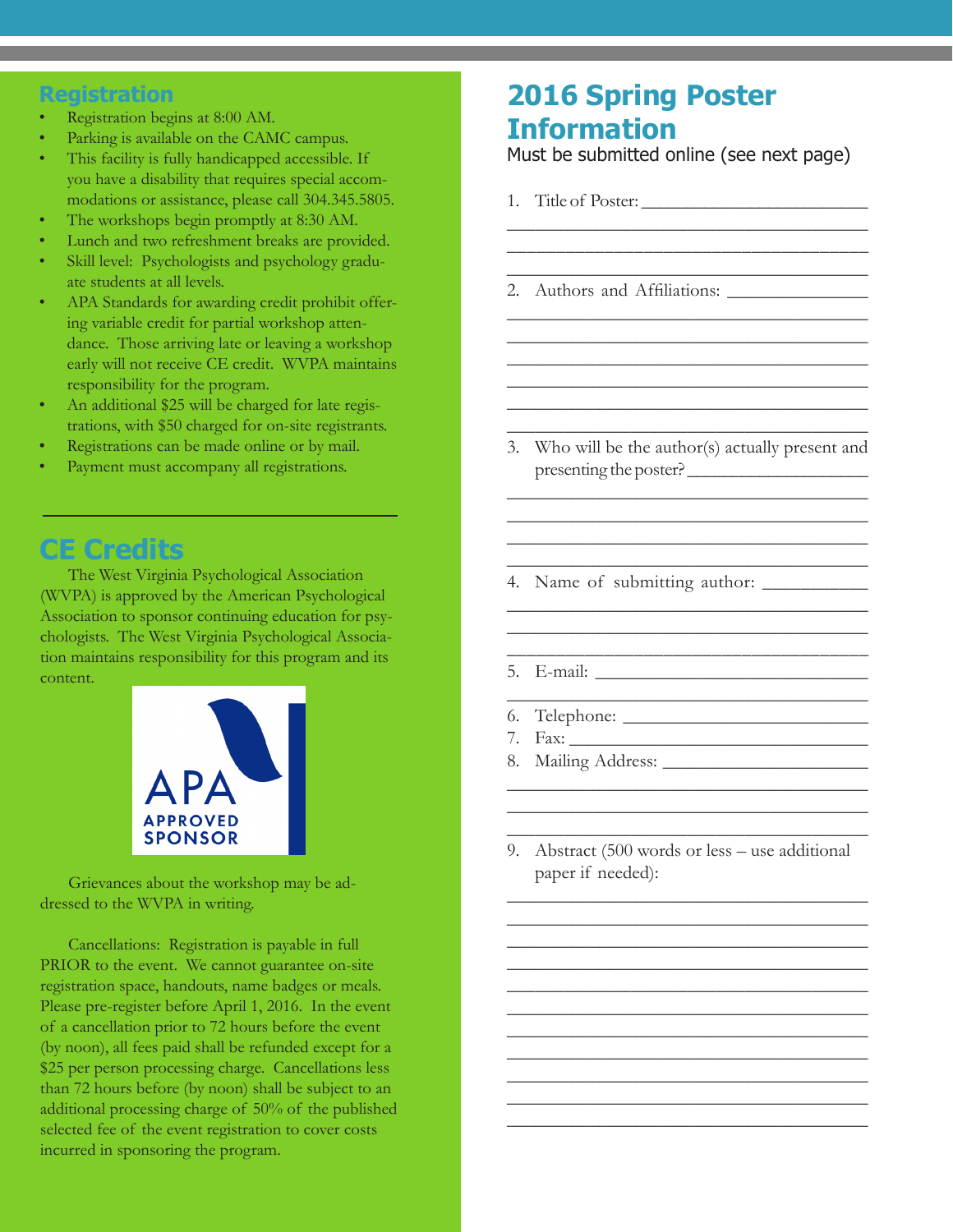## Registration

- Registration begins at 8:00 AM.
- Parking is available on the CAMC campus.
- This facility is fully handicapped accessible. If you have a disability that requires special accommodations or assistance, please call 304.345.5805.
- The workshops begin promptly at 8:30 AM.
- Lunch and two refreshment breaks are provided.
- Skill level: Psychologists and psychology graduate students at all levels.
- APA Standards for awarding credit prohibit offering variable credit for partial workshop attendance. Those arriving late or leaving a workshop early will not receive CE credit. WVPA maintains responsibility for the program.
- An additional $25 will be charged for late registrations, with $50 charged for on-site registrants.
- Registrations can be made online or by mail.
- Payment must accompany all registrations.

## CE Credits

The West Virginia Psychological Association (WVPA) is approved by the American Psychological Association to sponsor continuing education for psychologists. The West Virginia Psychological Association maintains responsibility for this program and its content.

APA APPROVED SPONSOR

Grievances about the workshop may be addressed to the WVPA in writing.

Cancellations: Registration is payable in full PRIOR to the event. We cannot guarantee on-site registration space, handouts, name badges or meals. Please pre-register before April 1, 2016. In the event of a cancellation prior to 72 hours before the event (by noon), all fees paid shall be refunded except for a $25 per person processing charge. Cancellations less than 72 hours before (by noon) shall be subject to an additional processing charge of 50% of the published selected fee of the event registration to cover costs incurred in sponsoring the program.

# 2016 Spring Poster Information

Must be submitted online (see next page)

1. Title of Poster: ______________________________
2. Authors and Affiliations: ______________________________
3. Who will be the author(s) actually present and presenting the poster? ______________________________
4. Name of submitting author: ______________________________
5. E-mail: ______________________________
6. Telephone: ______________________________
7. Fax: ______________________________
8. Mailing Address: ______________________________
9. Abstract (500 words or less – use additional paper if needed): ______________________________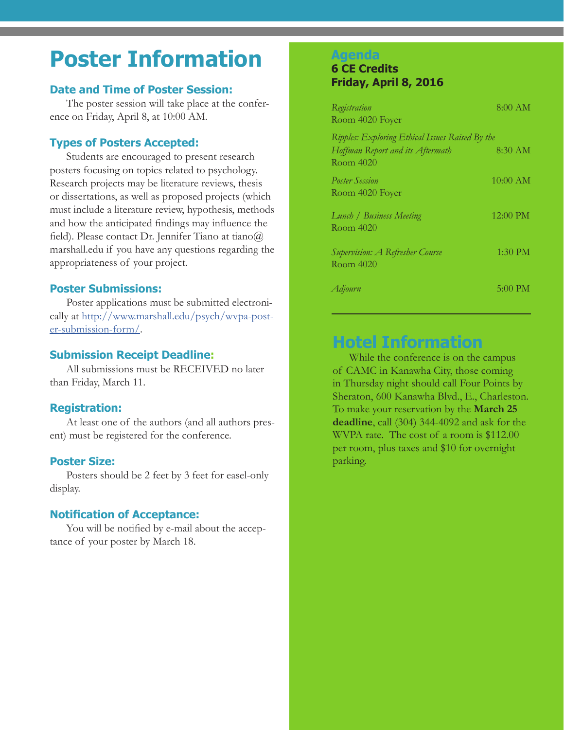# Poster Information

### Date and Time of Poster Session:

The poster session will take place at the conference on Friday, April 8, at 10:00 AM.

### Types of Posters Accepted:

Students are encouraged to present research posters focusing on topics related to psychology. Research projects may be literature reviews, thesis or dissertations, as well as proposed projects (which must include a literature review, hypothesis, methods and how the anticipated findings may influence the field). Please contact Dr. Jennifer Tiano at tiano@marshall.edu if you have any questions regarding the appropriateness of your project.

### Poster Submissions:

Poster applications must be submitted electronically at [http://www.marshall.edu/psych/wvpa-poster-submission-form/](http://www.marshall.edu/psych/wvpa-poster-submission-form/).

### Submission Receipt Deadline:

All submissions must be RECEIVED no later than Friday, March 11.

### Registration:

At least one of the authors (and all authors present) must be registered for the conference.

### Poster Size:

Posters should be 2 feet by 3 feet for easel-only display.

### Notification of Acceptance:

You will be notified by e-mail about the acceptance of your poster by March 18.

## Agenda

**6 CE Credits**
**Friday, April 8, 2016**

| Event | Time |
|---|---|
| *Registration*<br>Room 4020 Foyer | 8:00 AM |
| *Ripples: Exploring Ethical Issues Raised By the Hoffman Report and its Aftermath*<br>Room 4020 | 8:30 AM |
| *Poster Session*<br>Room 4020 Foyer | 10:00 AM |
| *Lunch / Business Meeting*<br>Room 4020 | 12:00 PM |
| *Supervision: A Refresher Course*<br>Room 4020 | 1:30 PM |
| *Adjourn* | 5:00 PM |

## Hotel Information

While the conference is on the campus of CAMC in Kanawha City, those coming in Thursday night should call Four Points by Sheraton, 600 Kanawha Blvd., E., Charleston. To make your reservation by the **March 25 deadline**, call (304) 344-4092 and ask for the WVPA rate. The cost of a room is $112.00 per room, plus taxes and $10 for overnight parking.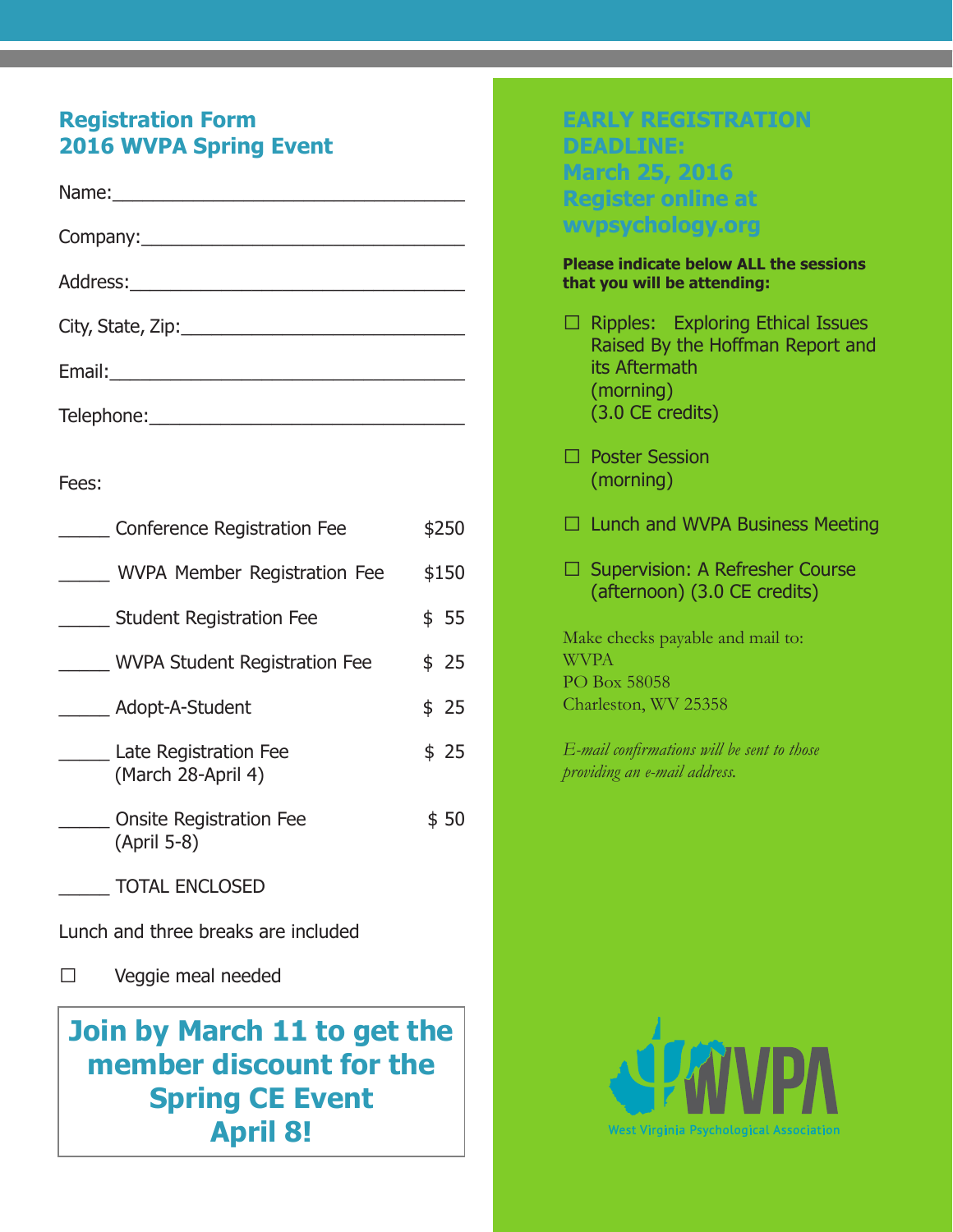## Registration Form
## 2016 WVPA Spring Event

Name:\_\_\_\_\_\_\_\_\_\_\_\_\_\_\_\_\_\_\_\_\_\_\_\_\_\_\_\_\_\_\_\_\_\_

Company:\_\_\_\_\_\_\_\_\_\_\_\_\_\_\_\_\_\_\_\_\_\_\_\_\_\_\_\_\_\_\_\_

Address:\_\_\_\_\_\_\_\_\_\_\_\_\_\_\_\_\_\_\_\_\_\_\_\_\_\_\_\_\_\_\_\_\_

City, State, Zip:\_\_\_\_\_\_\_\_\_\_\_\_\_\_\_\_\_\_\_\_\_\_\_\_\_\_\_\_

Email:\_\_\_\_\_\_\_\_\_\_\_\_\_\_\_\_\_\_\_\_\_\_\_\_\_\_\_\_\_\_\_\_\_\_\_

Telephone:\_\_\_\_\_\_\_\_\_\_\_\_\_\_\_\_\_\_\_\_\_\_\_\_\_\_\_\_\_\_\_

Fees:

| | | |
|---|---|---|
| \_\_\_\_\_ | Conference Registration Fee | $250 |
| \_\_\_\_\_ | WVPA Member Registration Fee | $150 |
| \_\_\_\_\_ | Student Registration Fee | $ 55 |
| \_\_\_\_\_ | WVPA Student Registration Fee | $ 25 |
| \_\_\_\_\_ | Adopt-A-Student | $ 25 |
| \_\_\_\_\_ | Late Registration Fee (March 28-April 4) | $ 25 |
| \_\_\_\_\_ | Onsite Registration Fee (April 5-8) | $ 50 |
| \_\_\_\_\_ | TOTAL ENCLOSED | |

Lunch and three breaks are included

☐ Veggie meal needed

**Join by March 11 to get the member discount for the Spring CE Event April 8!**

## EARLY REGISTRATION DEADLINE: March 25, 2016 Register online at wvpsychology.org

**Please indicate below ALL the sessions that you will be attending:**

☐ Ripples: Exploring Ethical Issues Raised By the Hoffman Report and its Aftermath (morning) (3.0 CE credits)

☐ Poster Session (morning)

☐ Lunch and WVPA Business Meeting

☐ Supervision: A Refresher Course (afternoon) (3.0 CE credits)

Make checks payable and mail to:
WVPA
PO Box 58058
Charleston, WV 25358

*E-mail confirmations will be sent to those providing an e-mail address.*

WVPA
West Virginia Psychological Association